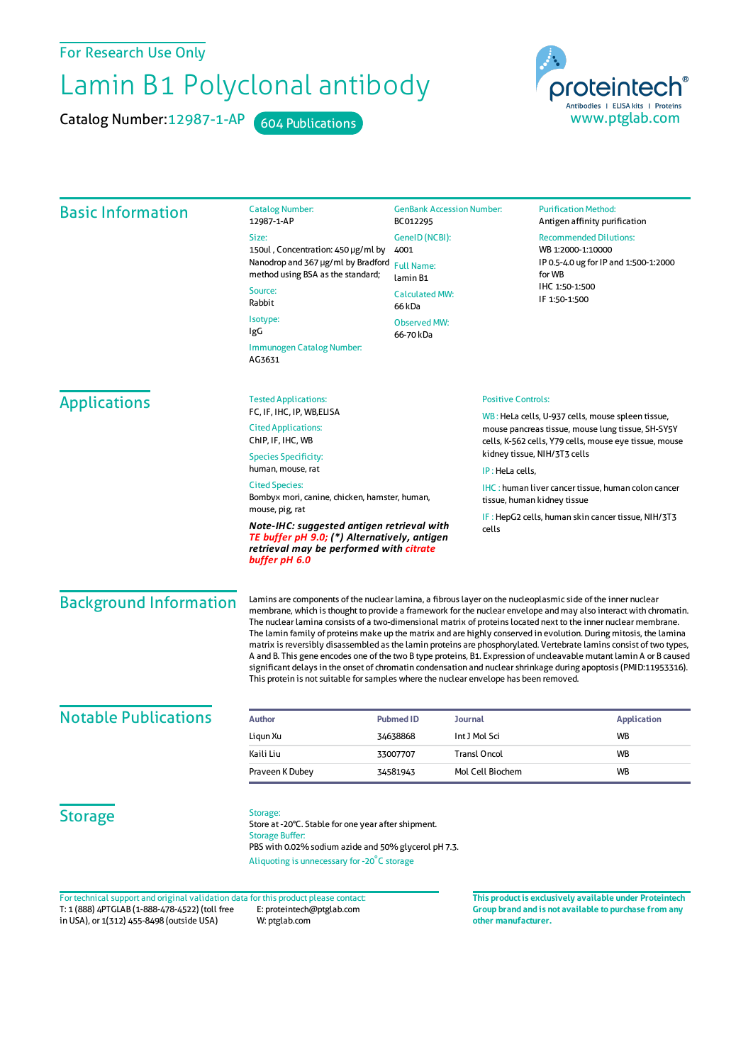For Research Use Only

# Lamin B1 Polyclonal antibody

Catalog Number: 12987-1-AP  604 Publications

proteintech® Antibodies | ELISA kits | Proteins
www.ptglab.com

## Basic Information

**Catalog Number:**
12987-1-AP

**Size:**
150ul , Concentration: 450 μg/ml by Nanodrop and 367 μg/ml by Bradford method using BSA as the standard;

**Source:**
Rabbit

**Isotype:**
IgG

**Immunogen Catalog Number:**
AG3631

**GenBank Accession Number:**
BC012295

**GeneID (NCBI):**
4001

**Full Name:**
lamin B1

**Calculated MW:**
66 kDa

**Observed MW:**
66-70 kDa

**Purification Method:**
Antigen affinity purification

**Recommended Dilutions:**
WB 1:2000-1:10000
IP 0.5-4.0 ug for IP and 1:500-1:2000 for WB
IHC 1:50-1:500
IF 1:50-1:500

## Applications

**Tested Applications:**
FC, IF, IHC, IP, WB,ELISA

**Cited Applications:**
ChIP, IF, IHC, WB

**Species Specificity:**
human, mouse, rat

**Cited Species:**
Bombyx mori, canine, chicken, hamster, human, mouse, pig, rat

***Note-IHC: suggested antigen retrieval with TE buffer pH 9.0; (*) Alternatively, antigen retrieval may be performed with citrate buffer pH 6.0***

**Positive Controls:**

WB : HeLa cells, U-937 cells, mouse spleen tissue, mouse pancreas tissue, mouse lung tissue, SH-SY5Y cells, K-562 cells, Y79 cells, mouse eye tissue, mouse kidney tissue, NIH/3T3 cells

IP : HeLa cells,

IHC : human liver cancer tissue, human colon cancer tissue, human kidney tissue

IF : HepG2 cells, human skin cancer tissue, NIH/3T3 cells

## Background Information

Lamins are components of the nuclear lamina, a fibrous layer on the nucleoplasmic side of the inner nuclear membrane, which is thought to provide a framework for the nuclear envelope and may also interact with chromatin. The nuclear lamina consists of a two-dimensional matrix of proteins located next to the inner nuclear membrane. The lamin family of proteins make up the matrix and are highly conserved in evolution. During mitosis, the lamina matrix is reversibly disassembled as the lamin proteins are phosphorylated. Vertebrate lamins consist of two types, A and B. This gene encodes one of the two B type proteins, B1. Expression of uncleavable mutant lamin A or B caused significant delays in the onset of chromatin condensation and nuclear shrinkage during apoptosis (PMID:11953316). This protein is not suitable for samples where the nuclear envelope has been removed.

## Notable Publications

| Author | Pubmed ID | Journal | Application |
|---|---|---|---|
| Liqun Xu | 34638868 | Int J Mol Sci | WB |
| Kaili Liu | 33007707 | Transl Oncol | WB |
| Praveen K Dubey | 34581943 | Mol Cell Biochem | WB |

## Storage

**Storage:**
Store at -20°C. Stable for one year after shipment.

**Storage Buffer:**
PBS with 0.02% sodium azide and 50% glycerol pH 7.3.

Aliquoting is unnecessary for -20°C storage

For technical support and original validation data for this product please contact:
T: 1 (888) 4PTGLAB (1-888-478-4522) (toll free in USA), or 1(312) 455-8498 (outside USA)
E: proteintech@ptglab.com
W: ptglab.com

**This product is exclusively available under Proteintech Group brand and is not available to purchase from any other manufacturer.**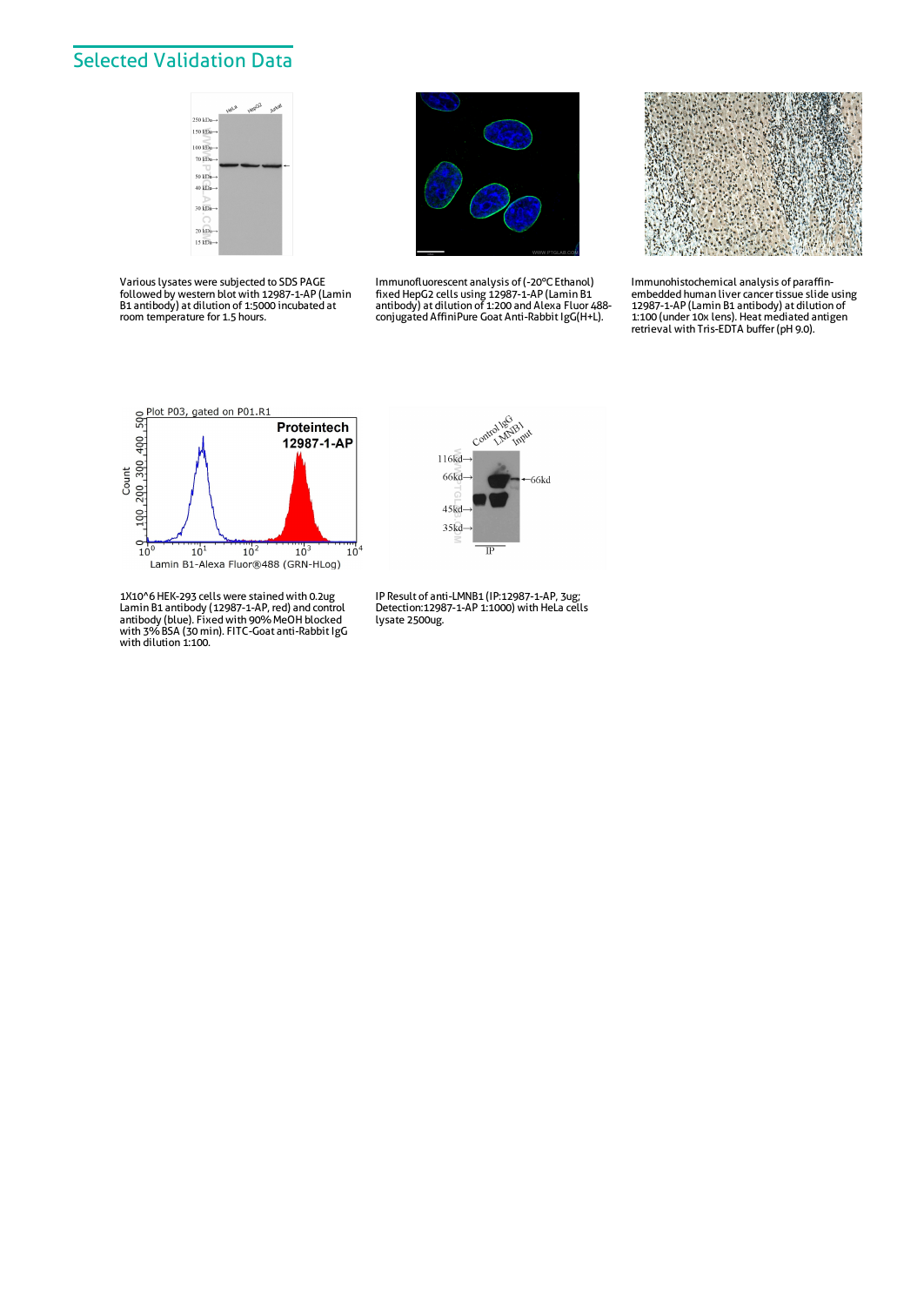## Selected Validation Data

HeLa HepG2 Jurkat

250 kDa→
150 kDa→
100 kDa→
70 kDa→
50 kDa→
40 kDa→
30 kDa→
20 kDa→
15 kDa→

Various lysates were subjected to SDS PAGE followed by western blot with 12987-1-AP (Lamin B1 antibody) at dilution of 1:5000 incubated at room temperature for 1.5 hours.

Immunofluorescent analysis of (-20°C Ethanol) fixed HepG2 cells using 12987-1-AP (Lamin B1 antibody) at dilution of 1:200 and Alexa Fluor 488-conjugated AffiniPure Goat Anti-Rabbit IgG(H+L).

Immunohistochemical analysis of paraffin-embedded human liver cancer tissue slide using 12987-1-AP (Lamin B1 antibody) at dilution of 1:100 (under 10x lens). Heat mediated antigen retrieval with Tris-EDTA buffer (pH 9.0).

Plot P03, gated on P01.R1

Proteintech
12987-1-AP

Count

0 100 200 300 400 500

$10^0$ $10^1$ $10^2$ $10^3$ $10^4$

Lamin B1-Alexa Fluor®488 (GRN-HLog)

1X10^6 HEK-293 cells were stained with 0.2ug Lamin B1 antibody (12987-1-AP, red) and control antibody (blue). Fixed with 90% MeOH blocked with 3% BSA (30 min). FITC-Goat anti-Rabbit IgG with dilution 1:100.

Control IgG LMNB1 Input

116kd→
66kd→
45kd→
35kd→

←66kd

IP

IP Result of anti-LMNB1 (IP:12987-1-AP, 3ug; Detection:12987-1-AP 1:1000) with HeLa cells lysate 2500ug.